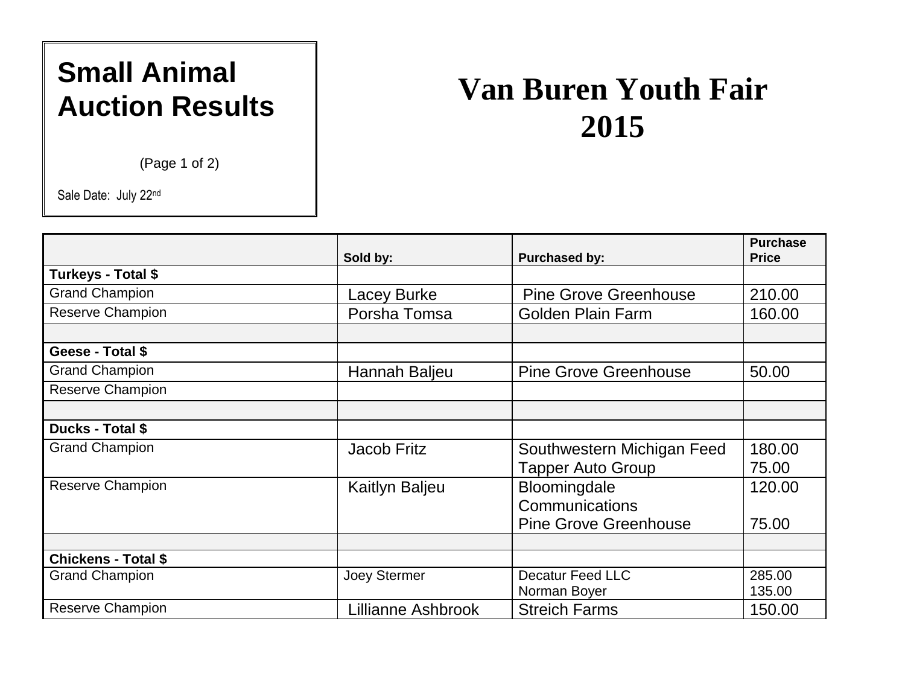# Small Animal Auction Results

(Page 1 of 2)

Sale Date: July 22nd

# Van Buren Youth Fair 2015

| | Sold by: | Purchased by: | Purchase Price |
|---|---|---|---|
| **Turkeys - Total $** | | | |
| Grand Champion | Lacey Burke | Pine Grove Greenhouse | 210.00 |
| Reserve Champion | Porsha Tomsa | Golden Plain Farm | 160.00 |
| | | | |
| **Geese - Total $** | | | |
| Grand Champion | Hannah Baljeu | Pine Grove Greenhouse | 50.00 |
| Reserve Champion | | | |
| | | | |
| **Ducks - Total $** | | | |
| Grand Champion | Jacob Fritz | Southwestern Michigan Feed<br>Tapper Auto Group | 180.00<br>75.00 |
| Reserve Champion | Kaitlyn Baljeu | Bloomingdale Communications<br>Pine Grove Greenhouse | 120.00<br>75.00 |
| | | | |
| **Chickens - Total $** | | | |
| Grand Champion | Joey Stermer | Decatur Feed LLC<br>Norman Boyer | 285.00<br>135.00 |
| Reserve Champion | Lillianne Ashbrook | Streich Farms | 150.00 |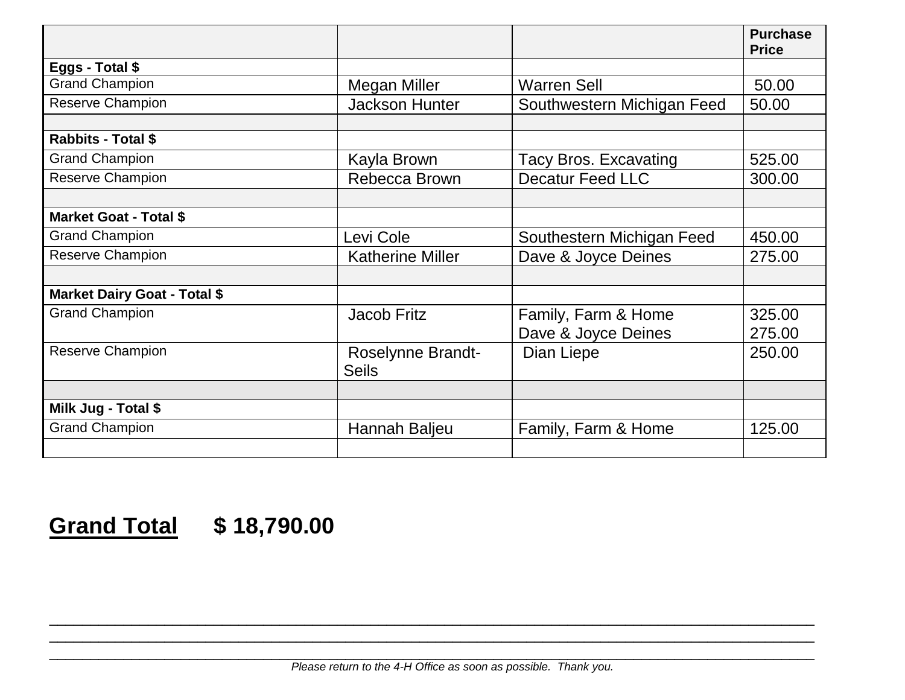| | | | Purchase Price |
|---|---|---|---|
| **Eggs - Total $** | | | |
| Grand Champion | Megan Miller | Warren Sell | 50.00 |
| Reserve Champion | Jackson Hunter | Southwestern Michigan Feed | 50.00 |
| | | | |
| **Rabbits - Total $** | | | |
| Grand Champion | Kayla Brown | Tacy Bros. Excavating | 525.00 |
| Reserve Champion | Rebecca Brown | Decatur Feed LLC | 300.00 |
| | | | |
| **Market Goat - Total $** | | | |
| Grand Champion | Levi Cole | Southestern Michigan Feed | 450.00 |
| Reserve Champion | Katherine Miller | Dave & Joyce Deines | 275.00 |
| | | | |
| **Market Dairy Goat - Total $** | | | |
| Grand Champion | Jacob Fritz | Family, Farm & Home<br>Dave & Joyce Deines | 325.00<br>275.00 |
| Reserve Champion | Roselynne Brandt-Seils | Dian Liepe | 250.00 |
| | | | |
| **Milk Jug - Total $** | | | |
| Grand Champion | Hannah Baljeu | Family, Farm & Home | 125.00 |
| | | | |

**<u>Grand Total</u>** **$ 18,790.00**

_______________________________________________________________________________

_______________________________________________________________________________

_______________________________________________________________________________

*Please return to the 4-H Office as soon as possible. Thank you.*